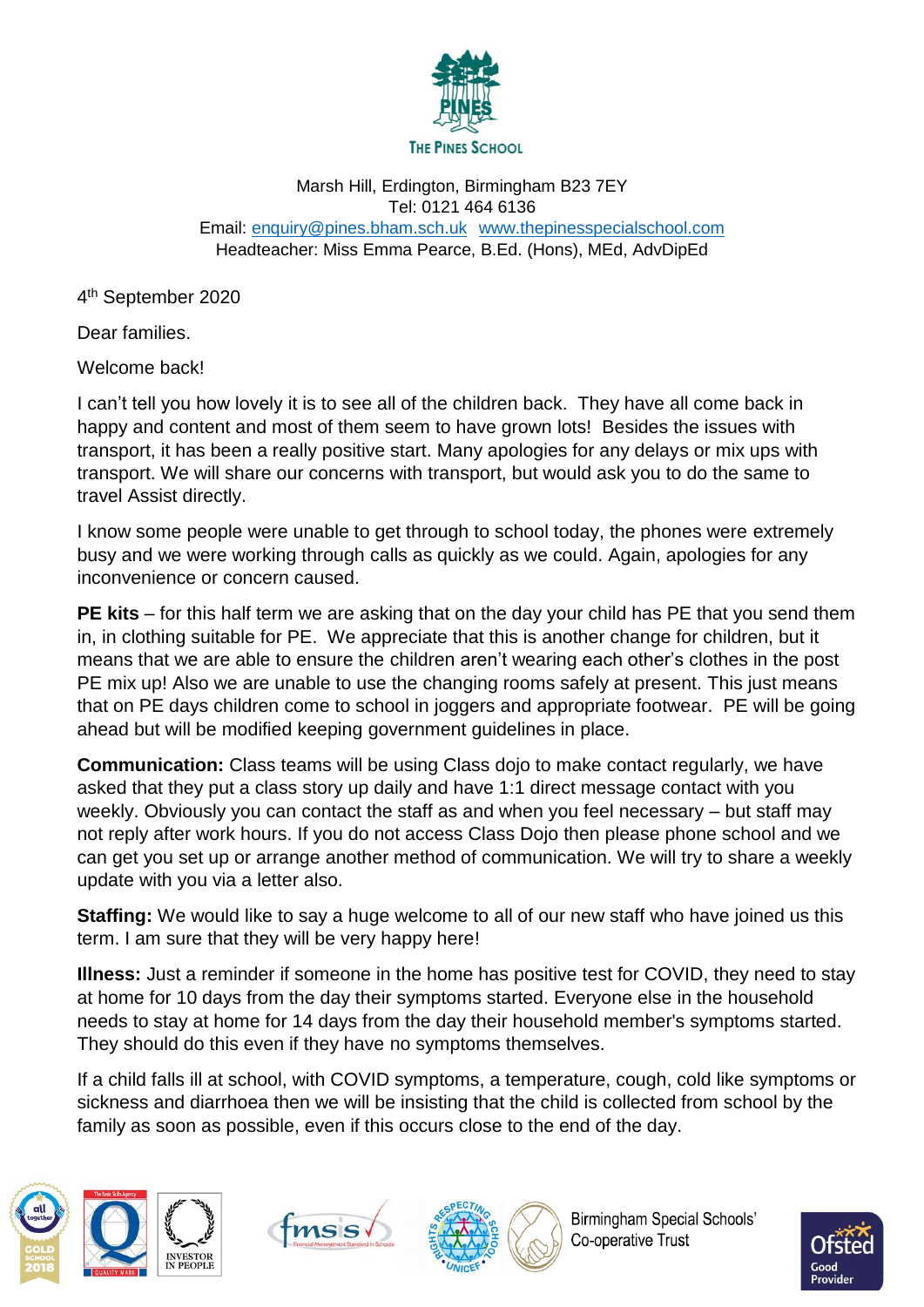THE PINES SCHOOL

Marsh Hill, Erdington, Birmingham B23 7EY
Tel: 0121 464 6136
Email: enquiry@pines.bham.sch.uk www.thepinesspecialschool.com
Headteacher: Miss Emma Pearce, B.Ed. (Hons), MEd, AdvDipEd

4th September 2020

Dear families.

Welcome back!

I can't tell you how lovely it is to see all of the children back. They have all come back in happy and content and most of them seem to have grown lots! Besides the issues with transport, it has been a really positive start. Many apologies for any delays or mix ups with transport. We will share our concerns with transport, but would ask you to do the same to travel Assist directly.

I know some people were unable to get through to school today, the phones were extremely busy and we were working through calls as quickly as we could. Again, apologies for any inconvenience or concern caused.

**PE kits** – for this half term we are asking that on the day your child has PE that you send them in, in clothing suitable for PE. We appreciate that this is another change for children, but it means that we are able to ensure the children aren't wearing each other's clothes in the post PE mix up! Also we are unable to use the changing rooms safely at present. This just means that on PE days children come to school in joggers and appropriate footwear. PE will be going ahead but will be modified keeping government guidelines in place.

**Communication:** Class teams will be using Class dojo to make contact regularly, we have asked that they put a class story up daily and have 1:1 direct message contact with you weekly. Obviously you can contact the staff as and when you feel necessary – but staff may not reply after work hours. If you do not access Class Dojo then please phone school and we can get you set up or arrange another method of communication. We will try to share a weekly update with you via a letter also.

**Staffing:** We would like to say a huge welcome to all of our new staff who have joined us this term. I am sure that they will be very happy here!

**Illness:** Just a reminder if someone in the home has positive test for COVID, they need to stay at home for 10 days from the day their symptoms started. Everyone else in the household needs to stay at home for 14 days from the day their household member's symptoms started. They should do this even if they have no symptoms themselves.

If a child falls ill at school, with COVID symptoms, a temperature, cough, cold like symptoms or sickness and diarrhoea then we will be insisting that the child is collected from school by the family as soon as possible, even if this occurs close to the end of the day.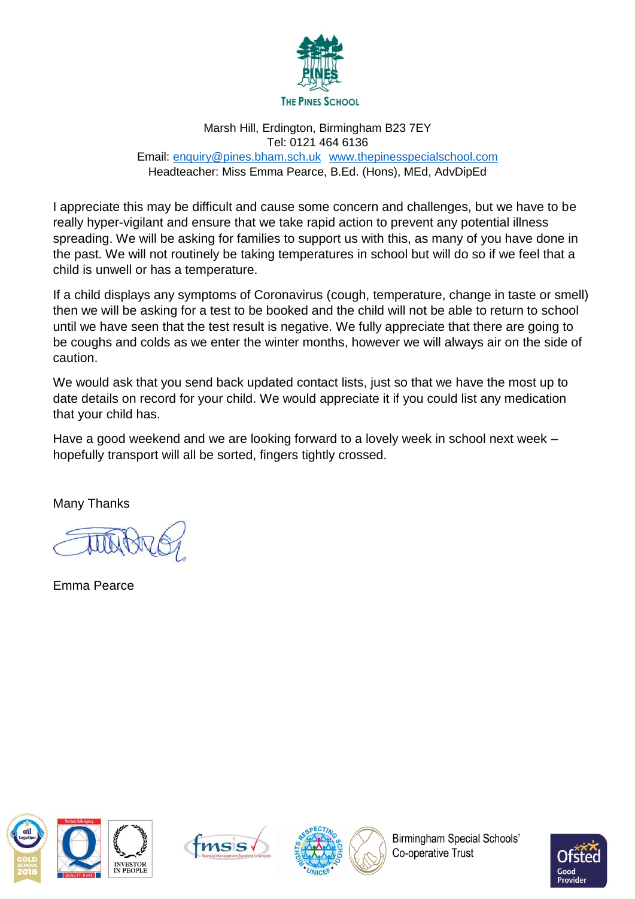THE PINES SCHOOL

Marsh Hill, Erdington, Birmingham B23 7EY
Tel: 0121 464 6136
Email: enquiry@pines.bham.sch.uk www.thepinesspecialschool.com
Headteacher: Miss Emma Pearce, B.Ed. (Hons), MEd, AdvDipEd

I appreciate this may be difficult and cause some concern and challenges, but we have to be really hyper-vigilant and ensure that we take rapid action to prevent any potential illness spreading. We will be asking for families to support us with this, as many of you have done in the past. We will not routinely be taking temperatures in school but will do so if we feel that a child is unwell or has a temperature.

If a child displays any symptoms of Coronavirus (cough, temperature, change in taste or smell) then we will be asking for a test to be booked and the child will not be able to return to school until we have seen that the test result is negative. We fully appreciate that there are going to be coughs and colds as we enter the winter months, however we will always air on the side of caution.

We would ask that you send back updated contact lists, just so that we have the most up to date details on record for your child. We would appreciate it if you could list any medication that your child has.

Have a good weekend and we are looking forward to a lovely week in school next week – hopefully transport will all be sorted, fingers tightly crossed.

Many Thanks

Emma Pearce

Birmingham Special Schools' Co-operative Trust